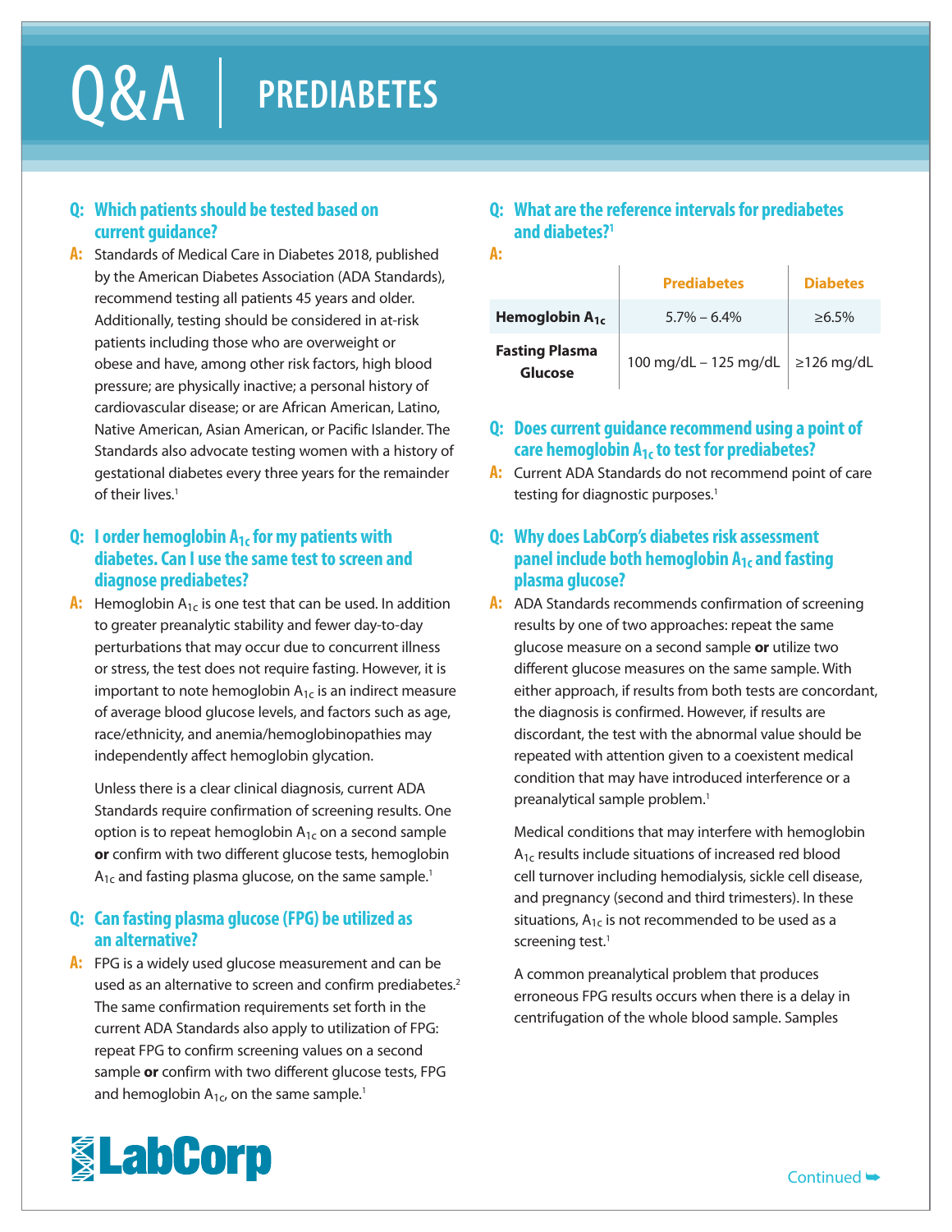# Q&A | PREDIABETES

**Q: Which patients should be tested based on current guidance?**

**A:** Standards of Medical Care in Diabetes 2018, published by the American Diabetes Association (ADA Standards), recommend testing all patients 45 years and older. Additionally, testing should be considered in at-risk patients including those who are overweight or obese and have, among other risk factors, high blood pressure; are physically inactive; a personal history of cardiovascular disease; or are African American, Latino, Native American, Asian American, or Pacific Islander. The Standards also advocate testing women with a history of gestational diabetes every three years for the remainder of their lives.[1]

**Q: I order hemoglobin $A_{1c}$ for my patients with diabetes. Can I use the same test to screen and diagnose prediabetes?**

**A:** Hemoglobin $A_{1c}$ is one test that can be used. In addition to greater preanalytic stability and fewer day-to-day perturbations that may occur due to concurrent illness or stress, the test does not require fasting. However, it is important to note hemoglobin $A_{1c}$ is an indirect measure of average blood glucose levels, and factors such as age, race/ethnicity, and anemia/hemoglobinopathies may independently affect hemoglobin glycation.

Unless there is a clear clinical diagnosis, current ADA Standards require confirmation of screening results. One option is to repeat hemoglobin $A_{1c}$ on a second sample **or** confirm with two different glucose tests, hemoglobin $A_{1c}$ and fasting plasma glucose, on the same sample.[1]

**Q: Can fasting plasma glucose (FPG) be utilized as an alternative?**

**A:** FPG is a widely used glucose measurement and can be used as an alternative to screen and confirm prediabetes.[2] The same confirmation requirements set forth in the current ADA Standards also apply to utilization of FPG: repeat FPG to confirm screening values on a second sample **or** confirm with two different glucose tests, FPG and hemoglobin $A_{1c}$, on the same sample.[1]

**Q: What are the reference intervals for prediabetes and diabetes?[1]**

**A:**

| | Prediabetes | Diabetes |
|---|---|---|
| **Hemoglobin $A_{1c}$** | 5.7% – 6.4% | ≥6.5% |
| **Fasting Plasma Glucose** | 100 mg/dL – 125 mg/dL | ≥126 mg/dL |

**Q: Does current guidance recommend using a point of care hemoglobin $A_{1c}$ to test for prediabetes?**

**A:** Current ADA Standards do not recommend point of care testing for diagnostic purposes.[1]

**Q: Why does LabCorp's diabetes risk assessment panel include both hemoglobin $A_{1c}$ and fasting plasma glucose?**

**A:** ADA Standards recommends confirmation of screening results by one of two approaches: repeat the same glucose measure on a second sample **or** utilize two different glucose measures on the same sample. With either approach, if results from both tests are concordant, the diagnosis is confirmed. However, if results are discordant, the test with the abnormal value should be repeated with attention given to a coexistent medical condition that may have introduced interference or a preanalytical sample problem.[1]

Medical conditions that may interfere with hemoglobin $A_{1c}$ results include situations of increased red blood cell turnover including hemodialysis, sickle cell disease, and pregnancy (second and third trimesters). In these situations, $A_{1c}$ is not recommended to be used as a screening test.[1]

A common preanalytical problem that produces erroneous FPG results occurs when there is a delay in centrifugation of the whole blood sample. Samples

Continued ➥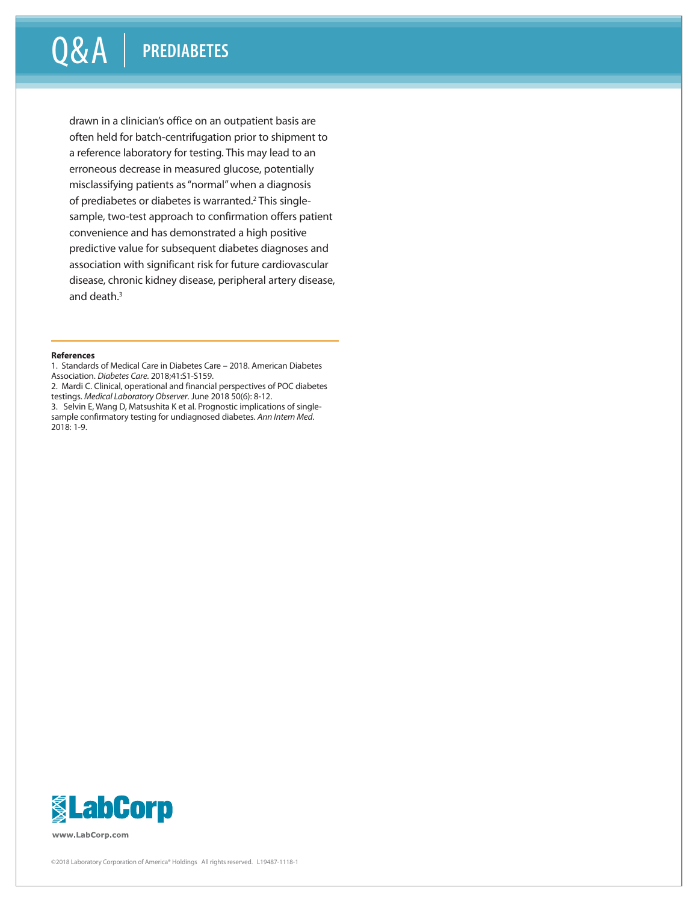drawn in a clinician's office on an outpatient basis are often held for batch-centrifugation prior to shipment to a reference laboratory for testing. This may lead to an erroneous decrease in measured glucose, potentially misclassifying patients as "normal" when a diagnosis of prediabetes or diabetes is warranted.[2] This single-sample, two-test approach to confirmation offers patient convenience and has demonstrated a high positive predictive value for subsequent diabetes diagnoses and association with significant risk for future cardiovascular disease, chronic kidney disease, peripheral artery disease, and death.[3]

**References**

1. Standards of Medical Care in Diabetes Care – 2018. American Diabetes Association. *Diabetes Care*. 2018;41:S1-S159.
2. Mardi C. Clinical, operational and financial perspectives of POC diabetes testings. *Medical Laboratory Observer*. June 2018 50(6): 8-12.
3. Selvin E, Wang D, Matsushita K et al. Prognostic implications of single-sample confirmatory testing for undiagnosed diabetes. *Ann Intern Med*. 2018: 1-9.

LabCorp

www.LabCorp.com

©2018 Laboratory Corporation of America® Holdings All rights reserved. L19487-1118-1